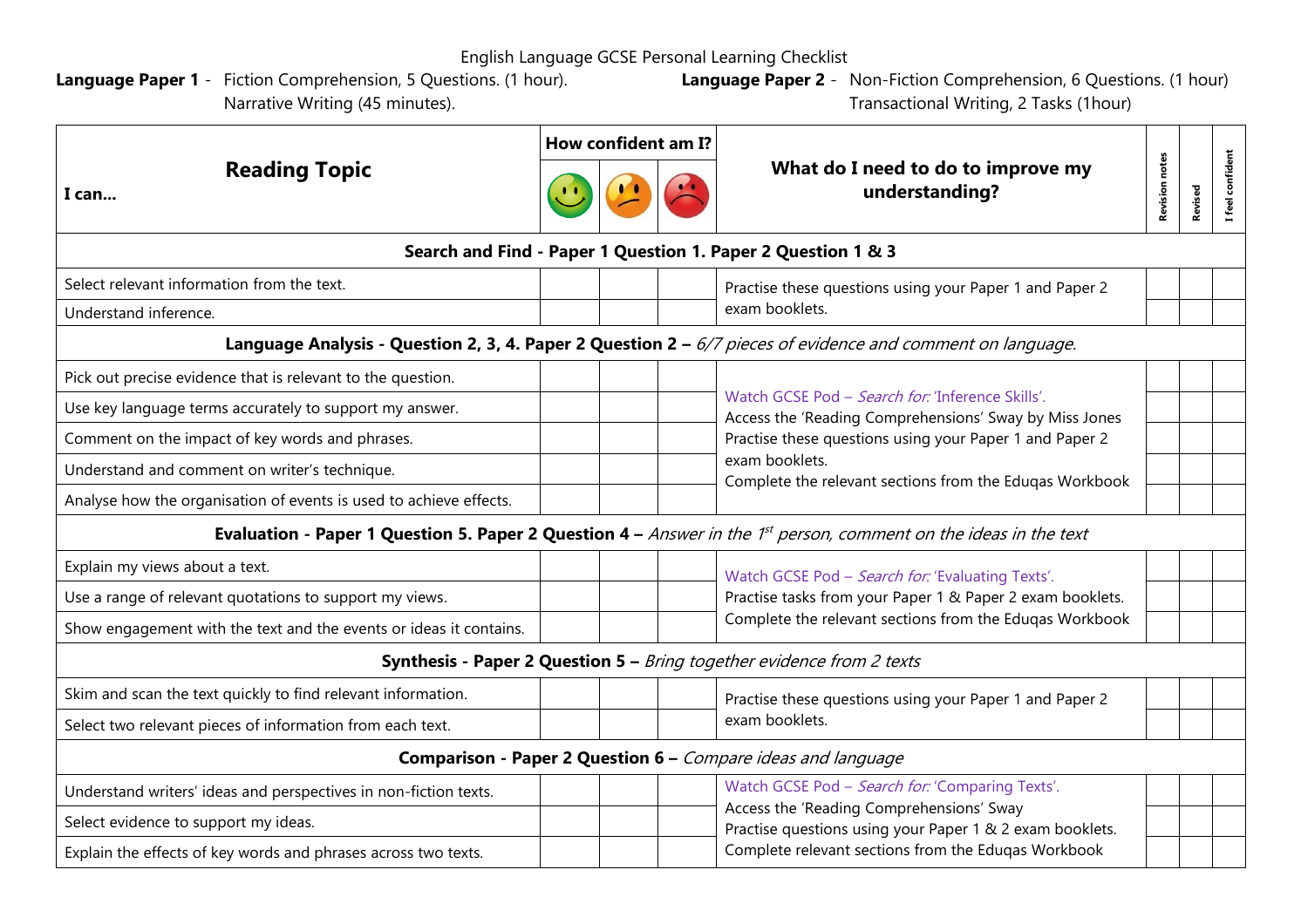English Language GCSE Personal Learning Checklist

**Language Paper 1** - Fiction Comprehension, 5 Questions. (1 hour). Narrative Writing (45 minutes).

**Language Paper 2** - Non-Fiction Comprehension, 6 Questions. (1 hour) Transactional Writing, 2 Tasks (1hour)

| I can… **Reading Topic** | How confident am I? 🙂 | 😕 | ☹️ | **What do I need to do to improve my understanding?** | Revision notes | Revised | I feel confident |
|---|---|---|---|---|---|---|---|
| **Search and Find - Paper 1 Question 1. Paper 2 Question 1 & 3** | | | | | | | |
| Select relevant information from the text. | | | | Practise these questions using your Paper 1 and Paper 2 exam booklets. | | | |
| Understand inference. | | | | | | | |
| **Language Analysis - Question 2, 3, 4. Paper 2 Question 2 –** *6/7 pieces of evidence and comment on language.* | | | | | | | |
| Pick out precise evidence that is relevant to the question. | | | | Watch GCSE Pod – *Search for:* 'Inference Skills'. Access the 'Reading Comprehensions' Sway by Miss Jones Practise these questions using your Paper 1 and Paper 2 exam booklets. Complete the relevant sections from the Eduqas Workbook | | | |
| Use key language terms accurately to support my answer. | | | | | | | |
| Comment on the impact of key words and phrases. | | | | | | | |
| Understand and comment on writer's technique. | | | | | | | |
| Analyse how the organisation of events is used to achieve effects. | | | | | | | |
| **Evaluation - Paper 1 Question 5. Paper 2 Question 4 –** *Answer in the 1st person, comment on the ideas in the text* | | | | | | | |
| Explain my views about a text. | | | | Watch GCSE Pod – *Search for:* 'Evaluating Texts'. Practise tasks from your Paper 1 & Paper 2 exam booklets. Complete the relevant sections from the Eduqas Workbook | | | |
| Use a range of relevant quotations to support my views. | | | | | | | |
| Show engagement with the text and the events or ideas it contains. | | | | | | | |
| **Synthesis - Paper 2 Question 5 –** *Bring together evidence from 2 texts* | | | | | | | |
| Skim and scan the text quickly to find relevant information. | | | | Practise these questions using your Paper 1 and Paper 2 exam booklets. | | | |
| Select two relevant pieces of information from each text. | | | | | | | |
| **Comparison - Paper 2 Question 6 –** *Compare ideas and language* | | | | | | | |
| Understand writers' ideas and perspectives in non-fiction texts. | | | | Watch GCSE Pod – *Search for:* 'Comparing Texts'. Access the 'Reading Comprehensions' Sway Practise questions using your Paper 1 & 2 exam booklets. Complete relevant sections from the Eduqas Workbook | | | |
| Select evidence to support my ideas. | | | | | | | |
| Explain the effects of key words and phrases across two texts. | | | | | | | |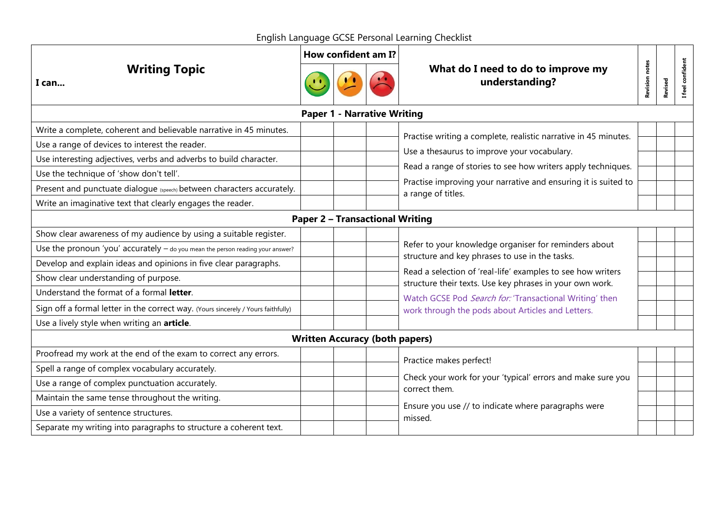English Language GCSE Personal Learning Checklist

| I can... **Writing Topic** | How confident am I? | | | What do I need to do to improve my understanding? | Revision notes | Revised | I feel confident |
|---|---|---|---|---|---|---|---|
| | 🙂 | 😕 | ☹️ | | | | |
| **Paper 1 - Narrative Writing** | | | | | | | |
| Write a complete, coherent and believable narrative in 45 minutes. | | | | Practise writing a complete, realistic narrative in 45 minutes. Use a thesaurus to improve your vocabulary. Read a range of stories to see how writers apply techniques. Practise improving your narrative and ensuring it is suited to a range of titles. | | | |
| Use a range of devices to interest the reader. | | | | | | | |
| Use interesting adjectives, verbs and adverbs to build character. | | | | | | | |
| Use the technique of 'show don't tell'. | | | | | | | |
| Present and punctuate dialogue (speech) between characters accurately. | | | | | | | |
| Write an imaginative text that clearly engages the reader. | | | | | | | |
| **Paper 2 – Transactional Writing** | | | | | | | |
| Show clear awareness of my audience by using a suitable register. | | | | Refer to your knowledge organiser for reminders about structure and key phrases to use in the tasks. Read a selection of 'real-life' examples to see how writers structure their texts. Use key phrases in your own work. Watch GCSE Pod *Search for:* 'Transactional Writing' then work through the pods about Articles and Letters. | | | |
| Use the pronoun 'you' accurately – do you mean the person reading your answer? | | | | | | | |
| Develop and explain ideas and opinions in five clear paragraphs. | | | | | | | |
| Show clear understanding of purpose. | | | | | | | |
| Understand the format of a formal **letter**. | | | | | | | |
| Sign off a formal letter in the correct way. (Yours sincerely / Yours faithfully) | | | | | | | |
| Use a lively style when writing an **article**. | | | | | | | |
| **Written Accuracy (both papers)** | | | | | | | |
| Proofread my work at the end of the exam to correct any errors. | | | | Practice makes perfect! Check your work for your 'typical' errors and make sure you correct them. Ensure you use // to indicate where paragraphs were missed. | | | |
| Spell a range of complex vocabulary accurately. | | | | | | | |
| Use a range of complex punctuation accurately. | | | | | | | |
| Maintain the same tense throughout the writing. | | | | | | | |
| Use a variety of sentence structures. | | | | | | | |
| Separate my writing into paragraphs to structure a coherent text. | | | | | | | |